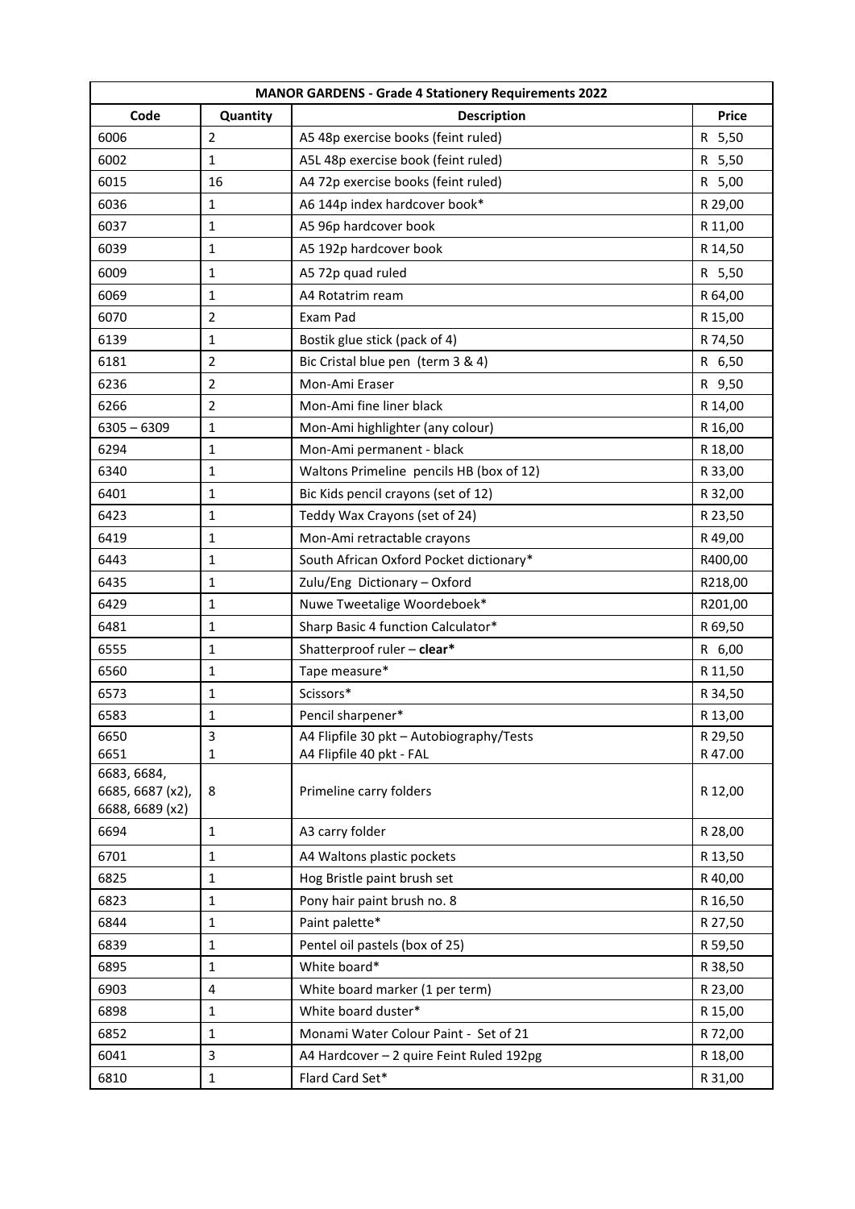| MANOR GARDENS - Grade 4 Stationery Requirements 2022 | | | |
|---|---|---|---|
| **Code** | **Quantity** | **Description** | **Price** |
| 6006 | 2 | A5 48p exercise books (feint ruled) | R 5,50 |
| 6002 | 1 | A5L 48p exercise book (feint ruled) | R 5,50 |
| 6015 | 16 | A4 72p exercise books (feint ruled) | R 5,00 |
| 6036 | 1 | A6 144p index hardcover book* | R 29,00 |
| 6037 | 1 | A5 96p hardcover book | R 11,00 |
| 6039 | 1 | A5 192p hardcover book | R 14,50 |
| 6009 | 1 | A5 72p quad ruled | R 5,50 |
| 6069 | 1 | A4 Rotatrim ream | R 64,00 |
| 6070 | 2 | Exam Pad | R 15,00 |
| 6139 | 1 | Bostik glue stick (pack of 4) | R 74,50 |
| 6181 | 2 | Bic Cristal blue pen (term 3 & 4) | R 6,50 |
| 6236 | 2 | Mon-Ami Eraser | R 9,50 |
| 6266 | 2 | Mon-Ami fine liner black | R 14,00 |
| 6305 – 6309 | 1 | Mon-Ami highlighter (any colour) | R 16,00 |
| 6294 | 1 | Mon-Ami permanent - black | R 18,00 |
| 6340 | 1 | Waltons Primeline pencils HB (box of 12) | R 33,00 |
| 6401 | 1 | Bic Kids pencil crayons (set of 12) | R 32,00 |
| 6423 | 1 | Teddy Wax Crayons (set of 24) | R 23,50 |
| 6419 | 1 | Mon-Ami retractable crayons | R 49,00 |
| 6443 | 1 | South African Oxford Pocket dictionary* | R400,00 |
| 6435 | 1 | Zulu/Eng Dictionary – Oxford | R218,00 |
| 6429 | 1 | Nuwe Tweetalige Woordeboek* | R201,00 |
| 6481 | 1 | Sharp Basic 4 function Calculator* | R 69,50 |
| 6555 | 1 | Shatterproof ruler – **clear*** | R 6,00 |
| 6560 | 1 | Tape measure* | R 11,50 |
| 6573 | 1 | Scissors* | R 34,50 |
| 6583 | 1 | Pencil sharpener* | R 13,00 |
| 6650 | 3 | A4 Flipfile 30 pkt – Autobiography/Tests | R 29,50 |
| 6651 | 1 | A4 Flipfile 40 pkt - FAL | R 47.00 |
| 6683, 6684, 6685, 6687 (x2), 6688, 6689 (x2) | 8 | Primeline carry folders | R 12,00 |
| 6694 | 1 | A3 carry folder | R 28,00 |
| 6701 | 1 | A4 Waltons plastic pockets | R 13,50 |
| 6825 | 1 | Hog Bristle paint brush set | R 40,00 |
| 6823 | 1 | Pony hair paint brush no. 8 | R 16,50 |
| 6844 | 1 | Paint palette* | R 27,50 |
| 6839 | 1 | Pentel oil pastels (box of 25) | R 59,50 |
| 6895 | 1 | White board* | R 38,50 |
| 6903 | 4 | White board marker (1 per term) | R 23,00 |
| 6898 | 1 | White board duster* | R 15,00 |
| 6852 | 1 | Monami Water Colour Paint - Set of 21 | R 72,00 |
| 6041 | 3 | A4 Hardcover – 2 quire Feint Ruled 192pg | R 18,00 |
| 6810 | 1 | Flard Card Set* | R 31,00 |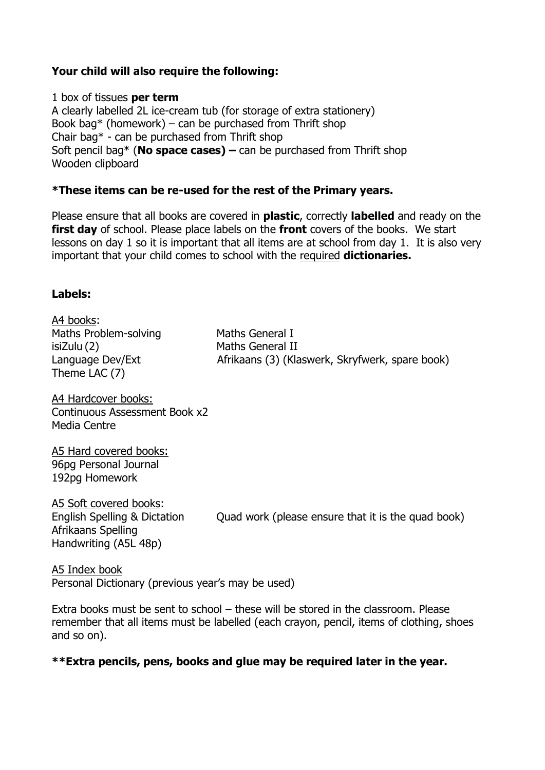**Your child will also require the following:**

1 box of tissues **per term**
A clearly labelled 2L ice-cream tub (for storage of extra stationery)
Book bag* (homework) – can be purchased from Thrift shop
Chair bag* - can be purchased from Thrift shop
Soft pencil bag* (**No space cases) –** can be purchased from Thrift shop
Wooden clipboard

**\*These items can be re-used for the rest of the Primary years.**

Please ensure that all books are covered in **plastic**, correctly **labelled** and ready on the **first day** of school. Please place labels on the **front** covers of the books. We start lessons on day 1 so it is important that all items are at school from day 1. It is also very important that your child comes to school with the <u>required</u> **dictionaries.**

**Labels:**

<u>A4 books</u>:
Maths Problem-solving
isiZulu (2)
Language Dev/Ext
Theme LAC (7)
Maths General I
Maths General II
Afrikaans (3) (Klaswerk, Skryfwerk, spare book)

<u>A4 Hardcover books:</u>
Continuous Assessment Book x2
Media Centre

<u>A5 Hard covered books:</u>
96pg Personal Journal
192pg Homework

<u>A5 Soft covered books</u>:
English Spelling & Dictation
Afrikaans Spelling
Handwriting (A5L 48p)
Quad work (please ensure that it is the quad book)

<u>A5 Index book</u>
Personal Dictionary (previous year's may be used)

Extra books must be sent to school – these will be stored in the classroom. Please remember that all items must be labelled (each crayon, pencil, items of clothing, shoes and so on).

**\*\*Extra pencils, pens, books and glue may be required later in the year.**